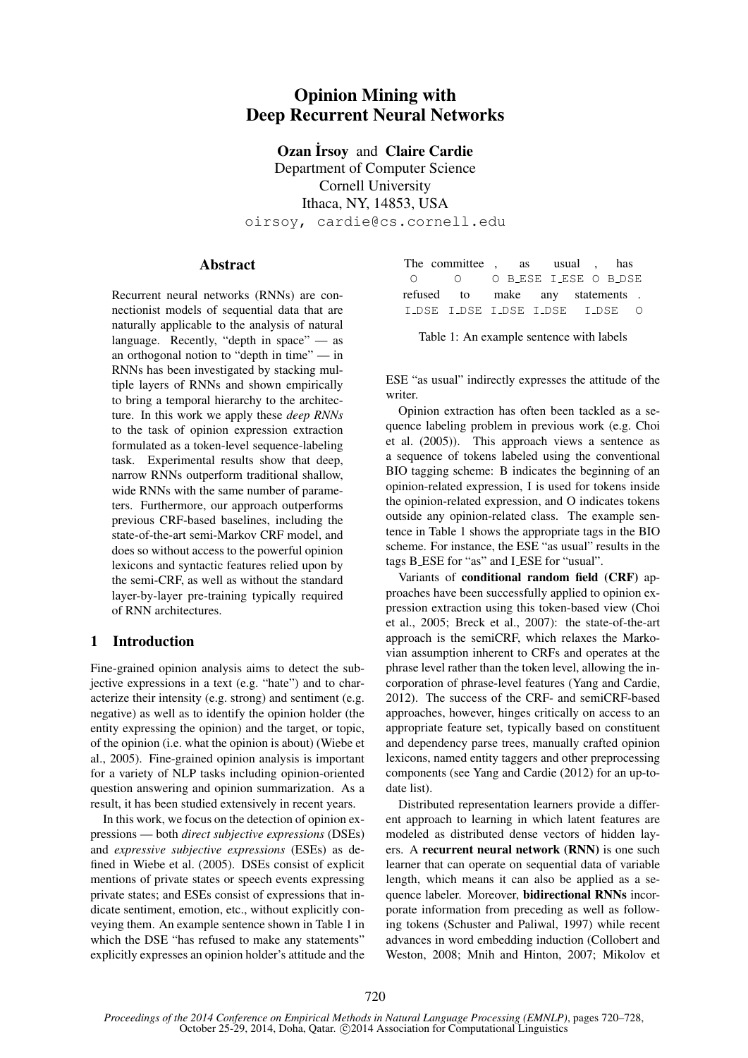# Opinion Mining with Deep Recurrent Neural Networks

**Ozan İrsoy** and **Claire Cardie**
Department of Computer Science
Cornell University
Ithaca, NY, 14853, USA
oirsoy, cardie@cs.cornell.edu

## Abstract

Recurrent neural networks (RNNs) are connectionist models of sequential data that are naturally applicable to the analysis of natural language. Recently, "depth in space" — as an orthogonal notion to "depth in time" — in RNNs has been investigated by stacking multiple layers of RNNs and shown empirically to bring a temporal hierarchy to the architecture. In this work we apply these *deep RNNs* to the task of opinion expression extraction formulated as a token-level sequence-labeling task. Experimental results show that deep, narrow RNNs outperform traditional shallow, wide RNNs with the same number of parameters. Furthermore, our approach outperforms previous CRF-based baselines, including the state-of-the-art semi-Markov CRF model, and does so without access to the powerful opinion lexicons and syntactic features relied upon by the semi-CRF, as well as without the standard layer-by-layer pre-training typically required of RNN architectures.

## 1 Introduction

Fine-grained opinion analysis aims to detect the subjective expressions in a text (e.g. "hate") and to characterize their intensity (e.g. strong) and sentiment (e.g. negative) as well as to identify the opinion holder (the entity expressing the opinion) and the target, or topic, of the opinion (i.e. what the opinion is about) (Wiebe et al., 2005). Fine-grained opinion analysis is important for a variety of NLP tasks including opinion-oriented question answering and opinion summarization. As a result, it has been studied extensively in recent years.

In this work, we focus on the detection of opinion expressions — both *direct subjective expressions* (DSEs) and *expressive subjective expressions* (ESEs) as defined in Wiebe et al. (2005). DSEs consist of explicit mentions of private states or speech events expressing private states; and ESEs consist of expressions that indicate sentiment, emotion, etc., without explicitly conveying them. An example sentence shown in Table 1 in which the DSE "has refused to make any statements" explicitly expresses an opinion holder's attitude and the ESE "as usual" indirectly expresses the attitude of the writer.

| The | committee | , | as | usual | , | has |
|---|---|---|---|---|---|---|
| O | O | O | B_ESE | I_ESE | O | B_DSE |
| **refused** | **to** | **make** | **any** | **statements** | **.** | |
| I_DSE | I_DSE | I_DSE | I_DSE | I_DSE | O | |

Table 1: An example sentence with labels

Opinion extraction has often been tackled as a sequence labeling problem in previous work (e.g. Choi et al. (2005)). This approach views a sentence as a sequence of tokens labeled using the conventional BIO tagging scheme: B indicates the beginning of an opinion-related expression, I is used for tokens inside the opinion-related expression, and O indicates tokens outside any opinion-related class. The example sentence in Table 1 shows the appropriate tags in the BIO scheme. For instance, the ESE "as usual" results in the tags B_ESE for "as" and I_ESE for "usual".

Variants of **conditional random field (CRF)** approaches have been successfully applied to opinion expression extraction using this token-based view (Choi et al., 2005; Breck et al., 2007): the state-of-the-art approach is the semiCRF, which relaxes the Markovian assumption inherent to CRFs and operates at the phrase level rather than the token level, allowing the incorporation of phrase-level features (Yang and Cardie, 2012). The success of the CRF- and semiCRF-based approaches, however, hinges critically on access to an appropriate feature set, typically based on constituent and dependency parse trees, manually crafted opinion lexicons, named entity taggers and other preprocessing components (see Yang and Cardie (2012) for an up-to-date list).

Distributed representation learners provide a different approach to learning in which latent features are modeled as distributed dense vectors of hidden layers. A **recurrent neural network (RNN)** is one such learner that can operate on sequential data of variable length, which means it can also be applied as a sequence labeler. Moreover, **bidirectional RNNs** incorporate information from preceding as well as following tokens (Schuster and Paliwal, 1997) while recent advances in word embedding induction (Collobert and Weston, 2008; Mnih and Hinton, 2007; Mikolov et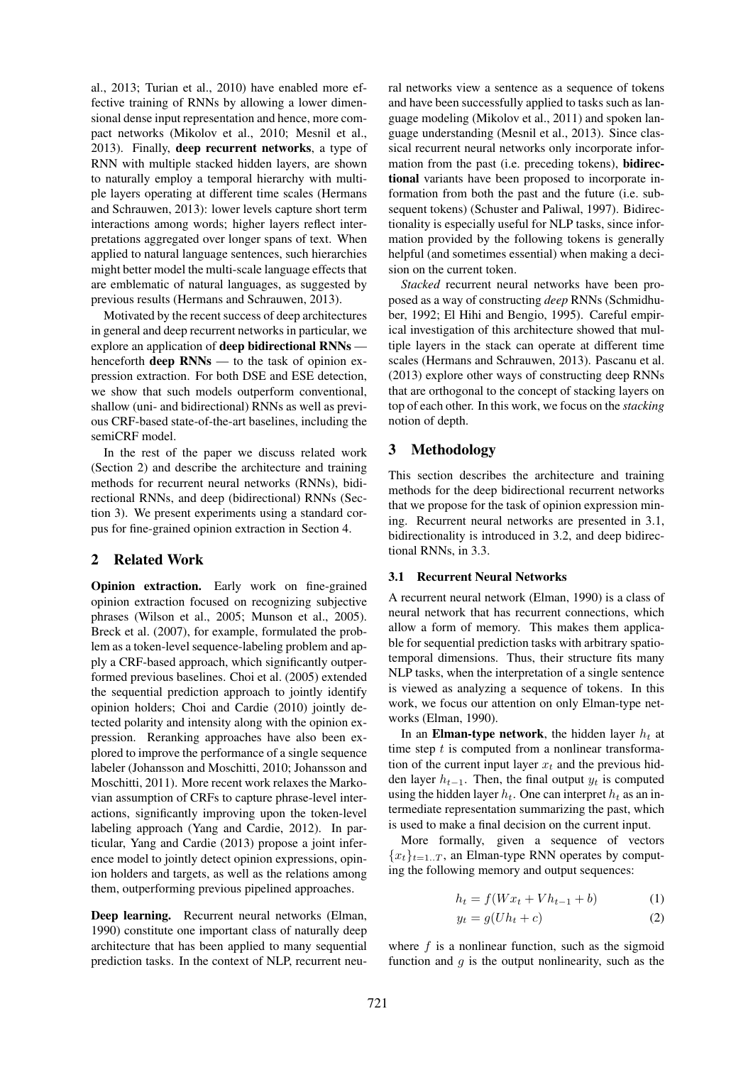al., 2013; Turian et al., 2010) have enabled more effective training of RNNs by allowing a lower dimensional dense input representation and hence, more compact networks (Mikolov et al., 2010; Mesnil et al., 2013). Finally, **deep recurrent networks**, a type of RNN with multiple stacked hidden layers, are shown to naturally employ a temporal hierarchy with multiple layers operating at different time scales (Hermans and Schrauwen, 2013): lower levels capture short term interactions among words; higher layers reflect interpretations aggregated over longer spans of text. When applied to natural language sentences, such hierarchies might better model the multi-scale language effects that are emblematic of natural languages, as suggested by previous results (Hermans and Schrauwen, 2013).

Motivated by the recent success of deep architectures in general and deep recurrent networks in particular, we explore an application of **deep bidirectional RNNs** — henceforth **deep RNNs** — to the task of opinion expression extraction. For both DSE and ESE detection, we show that such models outperform conventional, shallow (uni- and bidirectional) RNNs as well as previous CRF-based state-of-the-art baselines, including the semiCRF model.

In the rest of the paper we discuss related work (Section 2) and describe the architecture and training methods for recurrent neural networks (RNNs), bidirectional RNNs, and deep (bidirectional) RNNs (Section 3). We present experiments using a standard corpus for fine-grained opinion extraction in Section 4.

## 2 Related Work

**Opinion extraction.** Early work on fine-grained opinion extraction focused on recognizing subjective phrases (Wilson et al., 2005; Munson et al., 2005). Breck et al. (2007), for example, formulated the problem as a token-level sequence-labeling problem and apply a CRF-based approach, which significantly outperformed previous baselines. Choi et al. (2005) extended the sequential prediction approach to jointly identify opinion holders; Choi and Cardie (2010) jointly detected polarity and intensity along with the opinion expression. Reranking approaches have also been explored to improve the performance of a single sequence labeler (Johansson and Moschitti, 2010; Johansson and Moschitti, 2011). More recent work relaxes the Markovian assumption of CRFs to capture phrase-level interactions, significantly improving upon the token-level labeling approach (Yang and Cardie, 2012). In particular, Yang and Cardie (2013) propose a joint inference model to jointly detect opinion expressions, opinion holders and targets, as well as the relations among them, outperforming previous pipelined approaches.

**Deep learning.** Recurrent neural networks (Elman, 1990) constitute one important class of naturally deep architecture that has been applied to many sequential prediction tasks. In the context of NLP, recurrent neural networks view a sentence as a sequence of tokens and have been successfully applied to tasks such as language modeling (Mikolov et al., 2011) and spoken language understanding (Mesnil et al., 2013). Since classical recurrent neural networks only incorporate information from the past (i.e. preceding tokens), **bidirectional** variants have been proposed to incorporate information from both the past and the future (i.e. subsequent tokens) (Schuster and Paliwal, 1997). Bidirectionality is especially useful for NLP tasks, since information provided by the following tokens is generally helpful (and sometimes essential) when making a decision on the current token.

*Stacked* recurrent neural networks have been proposed as a way of constructing *deep* RNNs (Schmidhuber, 1992; El Hihi and Bengio, 1995). Careful empirical investigation of this architecture showed that multiple layers in the stack can operate at different time scales (Hermans and Schrauwen, 2013). Pascanu et al. (2013) explore other ways of constructing deep RNNs that are orthogonal to the concept of stacking layers on top of each other. In this work, we focus on the *stacking* notion of depth.

## 3 Methodology

This section describes the architecture and training methods for the deep bidirectional recurrent networks that we propose for the task of opinion expression mining. Recurrent neural networks are presented in 3.1, bidirectionality is introduced in 3.2, and deep bidirectional RNNs, in 3.3.

### 3.1 Recurrent Neural Networks

A recurrent neural network (Elman, 1990) is a class of neural network that has recurrent connections, which allow a form of memory. This makes them applicable for sequential prediction tasks with arbitrary spatio-temporal dimensions. Thus, their structure fits many NLP tasks, when the interpretation of a single sentence is viewed as analyzing a sequence of tokens. In this work, we focus our attention on only Elman-type networks (Elman, 1990).

In an **Elman-type network**, the hidden layer $h_t$ at time step $t$ is computed from a nonlinear transformation of the current input layer $x_t$ and the previous hidden layer $h_{t-1}$. Then, the final output $y_t$ is computed using the hidden layer $h_t$. One can interpret $h_t$ as an intermediate representation summarizing the past, which is used to make a final decision on the current input.

More formally, given a sequence of vectors $\{x_t\}_{t=1..T}$, an Elman-type RNN operates by computing the following memory and output sequences:

$$h_t = f(Wx_t + Vh_{t-1} + b) \tag{1}$$

$$y_t = g(Uh_t + c) \tag{2}$$

where $f$ is a nonlinear function, such as the sigmoid function and $g$ is the output nonlinearity, such as the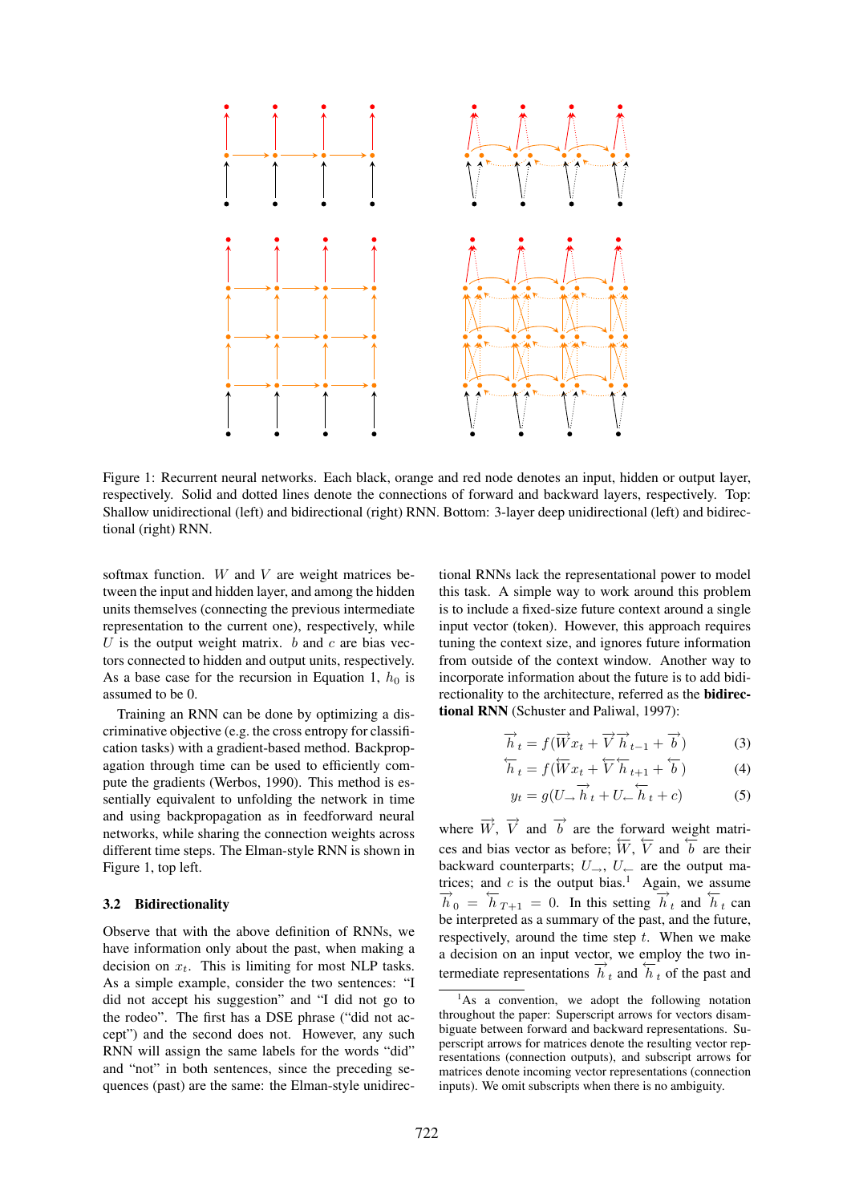Figure 1: Recurrent neural networks. Each black, orange and red node denotes an input, hidden or output layer, respectively. Solid and dotted lines denote the connections of forward and backward layers, respectively. Top: Shallow unidirectional (left) and bidirectional (right) RNN. Bottom: 3-layer deep unidirectional (left) and bidirectional (right) RNN.

softmax function. $W$ and $V$ are weight matrices between the input and hidden layer, and among the hidden units themselves (connecting the previous intermediate representation to the current one), respectively, while $U$ is the output weight matrix. $b$ and $c$ are bias vectors connected to hidden and output units, respectively. As a base case for the recursion in Equation 1, $h_0$ is assumed to be 0.

Training an RNN can be done by optimizing a discriminative objective (e.g. the cross entropy for classification tasks) with a gradient-based method. Backpropagation through time can be used to efficiently compute the gradients (Werbos, 1990). This method is essentially equivalent to unfolding the network in time and using backpropagation as in feedforward neural networks, while sharing the connection weights across different time steps. The Elman-style RNN is shown in Figure 1, top left.

### 3.2 Bidirectionality

Observe that with the above definition of RNNs, we have information only about the past, when making a decision on $x_t$. This is limiting for most NLP tasks. As a simple example, consider the two sentences: "I did not accept his suggestion" and "I did not go to the rodeo". The first has a DSE phrase ("did not accept") and the second does not. However, any such RNN will assign the same labels for the words "did" and "not" in both sentences, since the preceding sequences (past) are the same: the Elman-style unidirectional RNNs lack the representational power to model this task. A simple way to work around this problem is to include a fixed-size future context around a single input vector (token). However, this approach requires tuning the context size, and ignores future information from outside of the context window. Another way to incorporate information about the future is to add bidirectionality to the architecture, referred as the **bidirectional RNN** (Schuster and Paliwal, 1997):

$$\overrightarrow{h}_t = f(\overrightarrow{W} x_t + \overrightarrow{V}\,\overrightarrow{h}_{t-1} + \overrightarrow{b}) \quad (3)$$

$$\overleftarrow{h}_t = f(\overleftarrow{W} x_t + \overleftarrow{V}\,\overleftarrow{h}_{t+1} + \overleftarrow{b}) \quad (4)$$

$$y_t = g(U_{\rightarrow}\overrightarrow{h}_t + U_{\leftarrow}\overleftarrow{h}_t + c) \quad (5)$$

where $\overrightarrow{W}$, $\overrightarrow{V}$ and $\overrightarrow{b}$ are the forward weight matrices and bias vector as before; $\overleftarrow{W}$, $\overleftarrow{V}$ and $\overleftarrow{b}$ are their backward counterparts; $U_{\rightarrow}$, $U_{\leftarrow}$ are the output matrices; and $c$ is the output bias.[1] Again, we assume $\overrightarrow{h}_0 = \overleftarrow{h}_{T+1} = 0$. In this setting $\overrightarrow{h}_t$ and $\overleftarrow{h}_t$ can be interpreted as a summary of the past, and the future, respectively, around the time step $t$. When we make a decision on an input vector, we employ the two intermediate representations $\overrightarrow{h}_t$ and $\overleftarrow{h}_t$ of the past and

[1] As a convention, we adopt the following notation throughout the paper: Superscript arrows for vectors disambiguate between forward and backward representations. Superscript arrows for matrices denote the resulting vector representations (connection outputs), and subscript arrows for matrices denote incoming vector representations (connection inputs). We omit subscripts when there is no ambiguity.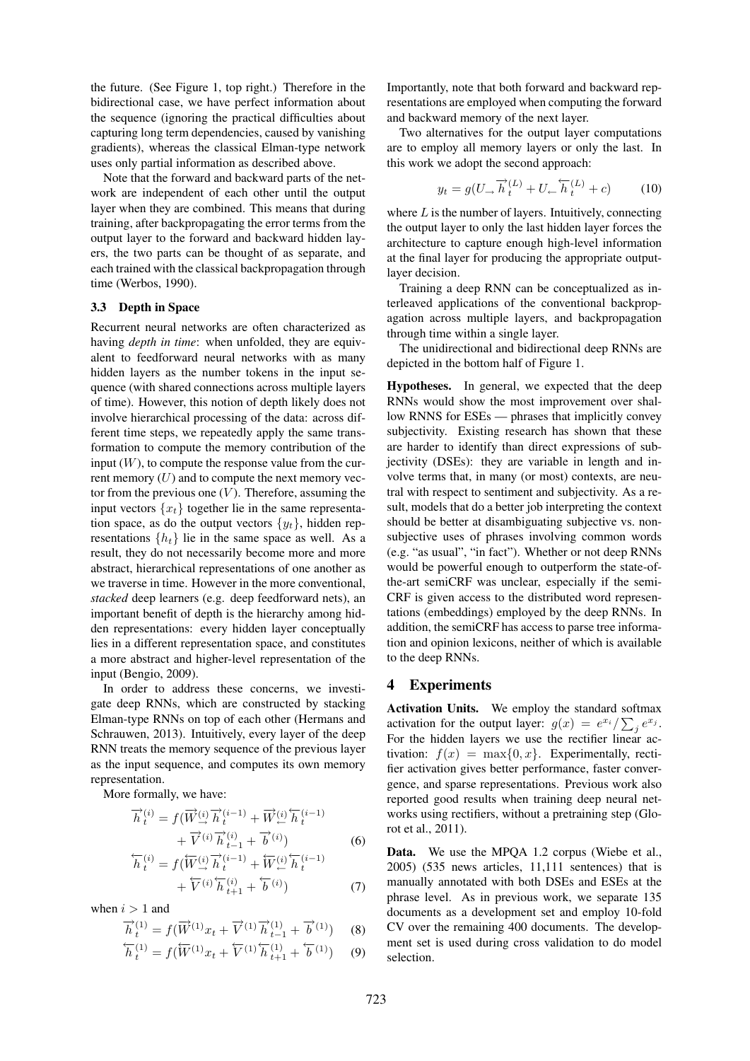the future. (See Figure 1, top right.) Therefore in the bidirectional case, we have perfect information about the sequence (ignoring the practical difficulties about capturing long term dependencies, caused by vanishing gradients), whereas the classical Elman-type network uses only partial information as described above.

Note that the forward and backward parts of the network are independent of each other until the output layer when they are combined. This means that during training, after backpropagating the error terms from the output layer to the forward and backward hidden layers, the two parts can be thought of as separate, and each trained with the classical backpropagation through time (Werbos, 1990).

### 3.3 Depth in Space

Recurrent neural networks are often characterized as having *depth in time*: when unfolded, they are equivalent to feedforward neural networks with as many hidden layers as the number tokens in the input sequence (with shared connections across multiple layers of time). However, this notion of depth likely does not involve hierarchical processing of the data: across different time steps, we repeatedly apply the same transformation to compute the memory contribution of the input ($W$), to compute the response value from the current memory ($U$) and to compute the next memory vector from the previous one ($V$). Therefore, assuming the input vectors $\{x_t\}$ together lie in the same representation space, as do the output vectors $\{y_t\}$, hidden representations $\{h_t\}$ lie in the same space as well. As a result, they do not necessarily become more and more abstract, hierarchical representations of one another as we traverse in time. However in the more conventional, *stacked* deep learners (e.g. deep feedforward nets), an important benefit of depth is the hierarchy among hidden representations: every hidden layer conceptually lies in a different representation space, and constitutes a more abstract and higher-level representation of the input (Bengio, 2009).

In order to address these concerns, we investigate deep RNNs, which are constructed by stacking Elman-type RNNs on top of each other (Hermans and Schrauwen, 2013). Intuitively, every layer of the deep RNN treats the memory sequence of the previous layer as the input sequence, and computes its own memory representation.

More formally, we have:

$$\overrightarrow{h}_t^{(i)} = f(\overrightarrow{W}_{\rightarrow}^{(i)} \overrightarrow{h}_t^{(i-1)} + \overrightarrow{W}_{\leftarrow}^{(i)} \overleftarrow{h}_t^{(i-1)} + \overrightarrow{V}^{(i)} \overrightarrow{h}_{t-1}^{(i)} + \overrightarrow{b}^{(i)}) \quad (6)$$

$$\overleftarrow{h}_t^{(i)} = f(\overleftarrow{W}_{\rightarrow}^{(i)} \overrightarrow{h}_t^{(i-1)} + \overleftarrow{W}_{\leftarrow}^{(i)} \overleftarrow{h}_t^{(i-1)} + \overleftarrow{V}^{(i)} \overleftarrow{h}_{t+1}^{(i)} + \overleftarrow{b}^{(i)}) \quad (7)$$

when $i > 1$ and

$$\overrightarrow{h}_t^{(1)} = f(\overrightarrow{W}^{(1)} x_t + \overrightarrow{V}^{(1)} \overrightarrow{h}_{t-1}^{(1)} + \overrightarrow{b}^{(1)}) \quad (8)$$

$$\overleftarrow{h}_t^{(1)} = f(\overleftarrow{W}^{(1)} x_t + \overleftarrow{V}^{(1)} \overleftarrow{h}_{t+1}^{(1)} + \overleftarrow{b}^{(1)}) \quad (9)$$

Importantly, note that both forward and backward representations are employed when computing the forward and backward memory of the next layer.

Two alternatives for the output layer computations are to employ all memory layers or only the last. In this work we adopt the second approach:

$$y_t = g(U_{\rightarrow} \overrightarrow{h}_t^{(L)} + U_{\leftarrow} \overleftarrow{h}_t^{(L)} + c) \quad (10)$$

where $L$ is the number of layers. Intuitively, connecting the output layer to only the last hidden layer forces the architecture to capture enough high-level information at the final layer for producing the appropriate output-layer decision.

Training a deep RNN can be conceptualized as interleaved applications of the conventional backpropagation across multiple layers, and backpropagation through time within a single layer.

The unidirectional and bidirectional deep RNNs are depicted in the bottom half of Figure 1.

**Hypotheses.** In general, we expected that the deep RNNs would show the most improvement over shallow RNNS for ESEs — phrases that implicitly convey subjectivity. Existing research has shown that these are harder to identify than direct expressions of subjectivity (DSEs): they are variable in length and involve terms that, in many (or most) contexts, are neutral with respect to sentiment and subjectivity. As a result, models that do a better job interpreting the context should be better at disambiguating subjective vs. non-subjective uses of phrases involving common words (e.g. "as usual", "in fact"). Whether or not deep RNNs would be powerful enough to outperform the state-of-the-art semiCRF was unclear, especially if the semiCRF is given access to the distributed word representations (embeddings) employed by the deep RNNs. In addition, the semiCRF has access to parse tree information and opinion lexicons, neither of which is available to the deep RNNs.

## 4 Experiments

**Activation Units.** We employ the standard softmax activation for the output layer: $g(x) = e^{x_i} / \sum_j e^{x_j}$. For the hidden layers we use the rectifier linear activation: $f(x) = \max\{0, x\}$. Experimentally, rectifier activation gives better performance, faster convergence, and sparse representations. Previous work also reported good results when training deep neural networks using rectifiers, without a pretraining step (Glorot et al., 2011).

**Data.** We use the MPQA 1.2 corpus (Wiebe et al., 2005) (535 news articles, 11,111 sentences) that is manually annotated with both DSEs and ESEs at the phrase level. As in previous work, we separate 135 documents as a development set and employ 10-fold CV over the remaining 400 documents. The development set is used during cross validation to do model selection.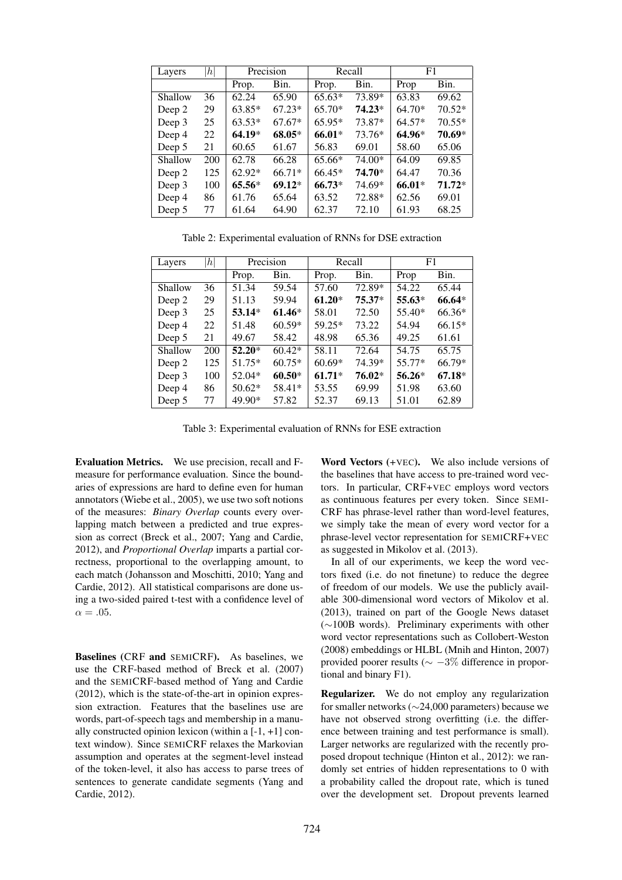| Layers | $\|h\|$ | Precision | | Recall | | F1 | |
|---|---|---|---|---|---|---|---|
| | | Prop. | Bin. | Prop. | Bin. | Prop | Bin. |
| Shallow | 36 | 62.24 | 65.90 | 65.63* | 73.89* | 63.83 | 69.62 |
| Deep 2 | 29 | 63.85* | 67.23* | 65.70* | **74.23*** | 64.70* | 70.52* |
| Deep 3 | 25 | 63.53* | 67.67* | 65.95* | 73.87* | 64.57* | 70.55* |
| Deep 4 | 22 | **64.19*** | **68.05*** | **66.01*** | 73.76* | **64.96*** | **70.69*** |
| Deep 5 | 21 | 60.65 | 61.67 | 56.83 | 69.01 | 58.60 | 65.06 |
| Shallow | 200 | 62.78 | 66.28 | 65.66* | 74.00* | 64.09 | 69.85 |
| Deep 2 | 125 | 62.92* | 66.71* | 66.45* | **74.70*** | 64.47 | 70.36 |
| Deep 3 | 100 | **65.56*** | **69.12*** | **66.73*** | 74.69* | **66.01*** | **71.72*** |
| Deep 4 | 86 | 61.76 | 65.64 | 63.52 | 72.88* | 62.56 | 69.01 |
| Deep 5 | 77 | 61.64 | 64.90 | 62.37 | 72.10 | 61.93 | 68.25 |

Table 2: Experimental evaluation of RNNs for DSE extraction

| Layers | $\|h\|$ | Precision | | Recall | | F1 | |
|---|---|---|---|---|---|---|---|
| | | Prop. | Bin. | Prop. | Bin. | Prop | Bin. |
| Shallow | 36 | 51.34 | 59.54 | 57.60 | 72.89* | 54.22 | 65.44 |
| Deep 2 | 29 | 51.13 | 59.94 | **61.20*** | **75.37*** | **55.63*** | **66.64*** |
| Deep 3 | 25 | **53.14*** | **61.46*** | 58.01 | 72.50 | 55.40* | 66.36* |
| Deep 4 | 22 | 51.48 | 60.59* | 59.25* | 73.22 | 54.94 | 66.15* |
| Deep 5 | 21 | 49.67 | 58.42 | 48.98 | 65.36 | 49.25 | 61.61 |
| Shallow | 200 | **52.20*** | 60.42* | 58.11 | 72.64 | 54.75 | 65.75 |
| Deep 2 | 125 | 51.75* | 60.75* | 60.69* | 74.39* | 55.77* | 66.79* |
| Deep 3 | 100 | 52.04* | **60.50*** | **61.71*** | **76.02*** | **56.26*** | **67.18*** |
| Deep 4 | 86 | 50.62* | 58.41* | 53.55 | 69.99 | 51.98 | 63.60 |
| Deep 5 | 77 | 49.90* | 57.82 | 52.37 | 69.13 | 51.01 | 62.89 |

Table 3: Experimental evaluation of RNNs for ESE extraction

**Evaluation Metrics.** We use precision, recall and F-measure for performance evaluation. Since the boundaries of expressions are hard to define even for human annotators (Wiebe et al., 2005), we use two soft notions of the measures: *Binary Overlap* counts every overlapping match between a predicted and true expression as correct (Breck et al., 2007; Yang and Cardie, 2012), and *Proportional Overlap* imparts a partial correctness, proportional to the overlapping amount, to each match (Johansson and Moschitti, 2010; Yang and Cardie, 2012). All statistical comparisons are done using a two-sided paired t-test with a confidence level of $\alpha = .05$.

**Baselines (CRF and SEMICRF).** As baselines, we use the CRF-based method of Breck et al. (2007) and the SEMICRF-based method of Yang and Cardie (2012), which is the state-of-the-art in opinion expression extraction. Features that the baselines use are words, part-of-speech tags and membership in a manually constructed opinion lexicon (within a [-1, +1] context window). Since SEMICRF relaxes the Markovian assumption and operates at the segment-level instead of the token-level, it also has access to parse trees of sentences to generate candidate segments (Yang and Cardie, 2012).

**Word Vectors (+VEC).** We also include versions of the baselines that have access to pre-trained word vectors. In particular, CRF+VEC employs word vectors as continuous features per every token. Since SEMICRF has phrase-level rather than word-level features, we simply take the mean of every word vector for a phrase-level vector representation for SEMICRF+VEC as suggested in Mikolov et al. (2013).

In all of our experiments, we keep the word vectors fixed (i.e. do not finetune) to reduce the degree of freedom of our models. We use the publicly available 300-dimensional word vectors of Mikolov et al. (2013), trained on part of the Google News dataset (~100B words). Preliminary experiments with other word vector representations such as Collobert-Weston (2008) embeddings or HLBL (Mnih and Hinton, 2007) provided poorer results ($\sim -3\%$ difference in proportional and binary F1).

**Regularizer.** We do not employ any regularization for smaller networks (~24,000 parameters) because we have not observed strong overfitting (i.e. the difference between training and test performance is small). Larger networks are regularized with the recently proposed dropout technique (Hinton et al., 2012): we randomly set entries of hidden representations to 0 with a probability called the dropout rate, which is tuned over the development set. Dropout prevents learned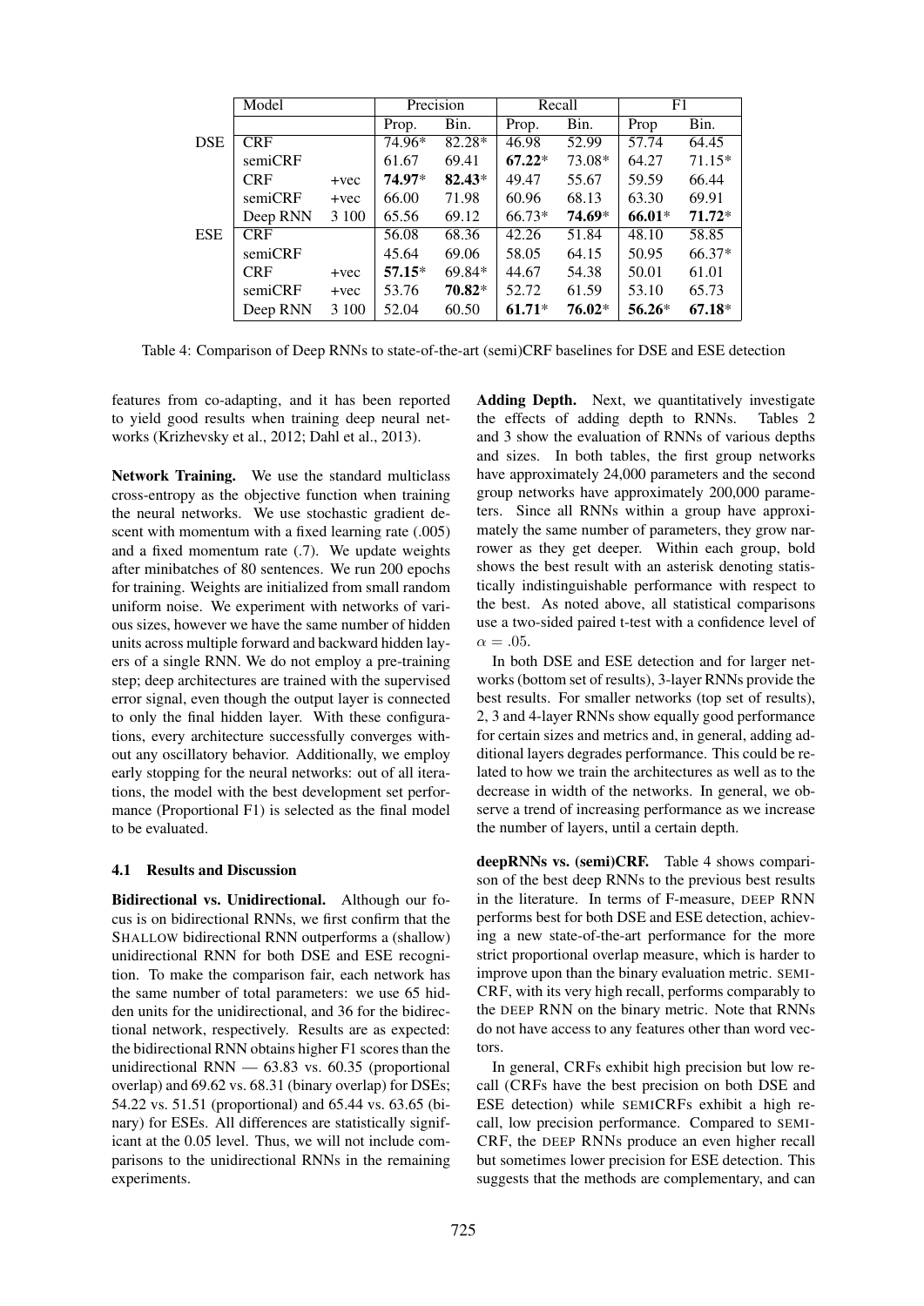| | Model | | Precision | | Recall | | F1 | |
|---|---|---|---|---|---|---|---|---|
| | | | Prop. | Bin. | Prop. | Bin. | Prop | Bin. |
| DSE | CRF | | 74.96* | 82.28* | 46.98 | 52.99 | 57.74 | 64.45 |
| | semiCRF | | 61.67 | 69.41 | **67.22*** | 73.08* | 64.27 | 71.15* |
| | CRF | +vec | **74.97*** | **82.43*** | 49.47 | 55.67 | 59.59 | 66.44 |
| | semiCRF | +vec | 66.00 | 71.98 | 60.96 | 68.13 | 63.30 | 69.91 |
| | Deep RNN | 3 100 | 65.56 | 69.12 | 66.73* | **74.69*** | **66.01*** | **71.72*** |
| ESE | CRF | | 56.08 | 68.36 | 42.26 | 51.84 | 48.10 | 58.85 |
| | semiCRF | | 45.64 | 69.06 | 58.05 | 64.15 | 50.95 | 66.37* |
| | CRF | +vec | **57.15*** | 69.84* | 44.67 | 54.38 | 50.01 | 61.01 |
| | semiCRF | +vec | 53.76 | **70.82*** | 52.72 | 61.59 | 53.10 | 65.73 |
| | Deep RNN | 3 100 | 52.04 | 60.50 | **61.71*** | **76.02*** | **56.26*** | **67.18*** |

Table 4: Comparison of Deep RNNs to state-of-the-art (semi)CRF baselines for DSE and ESE detection

features from co-adapting, and it has been reported to yield good results when training deep neural networks (Krizhevsky et al., 2012; Dahl et al., 2013).

**Network Training.** We use the standard multiclass cross-entropy as the objective function when training the neural networks. We use stochastic gradient descent with momentum with a fixed learning rate (.005) and a fixed momentum rate (.7). We update weights after minibatches of 80 sentences. We run 200 epochs for training. Weights are initialized from small random uniform noise. We experiment with networks of various sizes, however we have the same number of hidden units across multiple forward and backward hidden layers of a single RNN. We do not employ a pre-training step; deep architectures are trained with the supervised error signal, even though the output layer is connected to only the final hidden layer. With these configurations, every architecture successfully converges without any oscillatory behavior. Additionally, we employ early stopping for the neural networks: out of all iterations, the model with the best development set performance (Proportional F1) is selected as the final model to be evaluated.

### 4.1 Results and Discussion

**Bidirectional vs. Unidirectional.** Although our focus is on bidirectional RNNs, we first confirm that the SHALLOW bidirectional RNN outperforms a (shallow) unidirectional RNN for both DSE and ESE recognition. To make the comparison fair, each network has the same number of total parameters: we use 65 hidden units for the unidirectional, and 36 for the bidirectional network, respectively. Results are as expected: the bidirectional RNN obtains higher F1 scores than the unidirectional RNN — 63.83 vs. 60.35 (proportional overlap) and 69.62 vs. 68.31 (binary overlap) for DSEs; 54.22 vs. 51.51 (proportional) and 65.44 vs. 63.65 (binary) for ESEs. All differences are statistically significant at the 0.05 level. Thus, we will not include comparisons to the unidirectional RNNs in the remaining experiments.

**Adding Depth.** Next, we quantitatively investigate the effects of adding depth to RNNs. Tables 2 and 3 show the evaluation of RNNs of various depths and sizes. In both tables, the first group networks have approximately 24,000 parameters and the second group networks have approximately 200,000 parameters. Since all RNNs within a group have approximately the same number of parameters, they grow narrower as they get deeper. Within each group, bold shows the best result with an asterisk denoting statistically indistinguishable performance with respect to the best. As noted above, all statistical comparisons use a two-sided paired t-test with a confidence level of $\alpha = .05$.

In both DSE and ESE detection and for larger networks (bottom set of results), 3-layer RNNs provide the best results. For smaller networks (top set of results), 2, 3 and 4-layer RNNs show equally good performance for certain sizes and metrics and, in general, adding additional layers degrades performance. This could be related to how we train the architectures as well as to the decrease in width of the networks. In general, we observe a trend of increasing performance as we increase the number of layers, until a certain depth.

**deepRNNs vs. (semi)CRF.** Table 4 shows comparison of the best deep RNNs to the previous best results in the literature. In terms of F-measure, DEEP RNN performs best for both DSE and ESE detection, achieving a new state-of-the-art performance for the more strict proportional overlap measure, which is harder to improve upon than the binary evaluation metric. SEMICRF, with its very high recall, performs comparably to the DEEP RNN on the binary metric. Note that RNNs do not have access to any features other than word vectors.

In general, CRFs exhibit high precision but low recall (CRFs have the best precision on both DSE and ESE detection) while SEMICRFs exhibit a high recall, low precision performance. Compared to SEMICRF, the DEEP RNNs produce an even higher recall but sometimes lower precision for ESE detection. This suggests that the methods are complementary, and can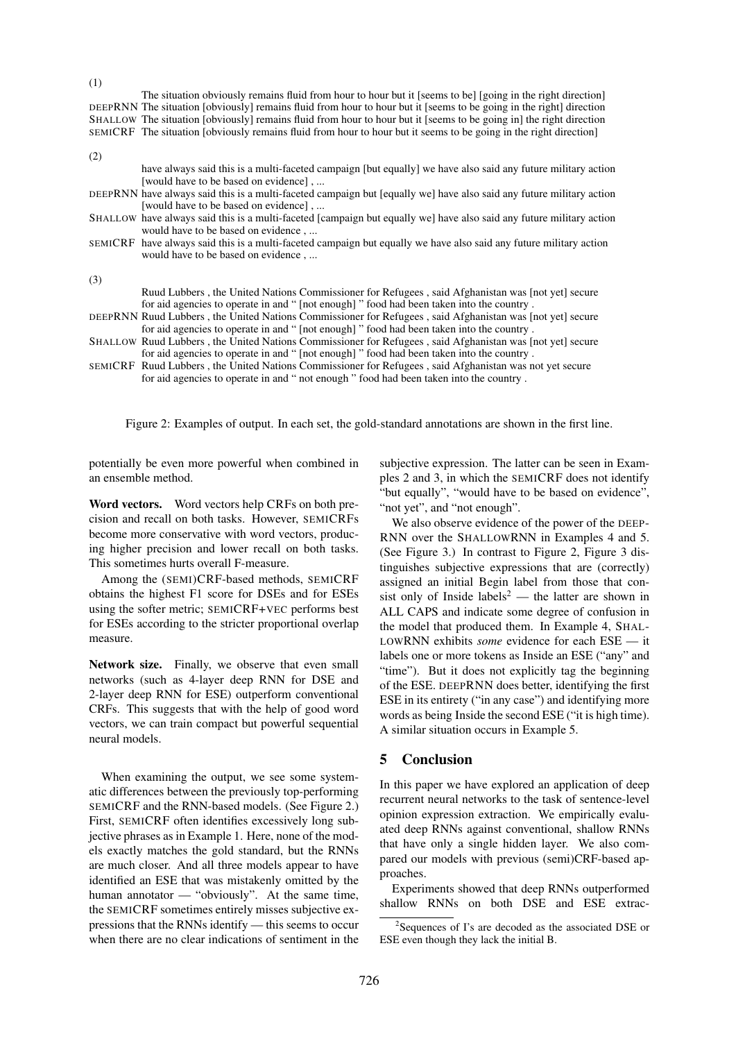(1)

| | |
|---|---|
| | The situation obviously remains fluid from hour to hour but it [seems to be] [going in the right direction] |
| DEEPRNN | The situation [obviously] remains fluid from hour to hour but it [seems to be going in the right] direction |
| SHALLOW | The situation [obviously] remains fluid from hour to hour but it [seems to be going in] the right direction |
| SEMICRF | The situation [obviously remains fluid from hour to hour but it seems to be going in the right direction] |

(2)

| | |
|---|---|
| | have always said this is a multi-faceted campaign [but equally] we have also said any future military action [would have to be based on evidence] , ... |
| DEEPRNN | have always said this is a multi-faceted campaign but [equally we] have also said any future military action [would have to be based on evidence] , ... |
| SHALLOW | have always said this is a multi-faceted [campaign but equally we] have also said any future military action would have to be based on evidence , ... |
| SEMICRF | have always said this is a multi-faceted campaign but equally we have also said any future military action would have to be based on evidence , ... |

(3)

| | |
|---|---|
| | Ruud Lubbers , the United Nations Commissioner for Refugees , said Afghanistan was [not yet] secure for aid agencies to operate in and " [not enough] " food had been taken into the country . |
| DEEPRNN | Ruud Lubbers , the United Nations Commissioner for Refugees , said Afghanistan was [not yet] secure for aid agencies to operate in and " [not enough] " food had been taken into the country . |
| SHALLOW | Ruud Lubbers , the United Nations Commissioner for Refugees , said Afghanistan was [not yet] secure for aid agencies to operate in and " [not enough] " food had been taken into the country . |
| SEMICRF | Ruud Lubbers , the United Nations Commissioner for Refugees , said Afghanistan was not yet secure for aid agencies to operate in and " not enough " food had been taken into the country . |

Figure 2: Examples of output. In each set, the gold-standard annotations are shown in the first line.

potentially be even more powerful when combined in an ensemble method.

**Word vectors.** Word vectors help CRFs on both precision and recall on both tasks. However, SEMICRFs become more conservative with word vectors, producing higher precision and lower recall on both tasks. This sometimes hurts overall F-measure.

Among the (SEMI)CRF-based methods, SEMICRF obtains the highest F1 score for DSEs and for ESEs using the softer metric; SEMICRF+VEC performs best for ESEs according to the stricter proportional overlap measure.

**Network size.** Finally, we observe that even small networks (such as 4-layer deep RNN for DSE and 2-layer deep RNN for ESE) outperform conventional CRFs. This suggests that with the help of good word vectors, we can train compact but powerful sequential neural models.

When examining the output, we see some systematic differences between the previously top-performing SEMICRF and the RNN-based models. (See Figure 2.) First, SEMICRF often identifies excessively long subjective phrases as in Example 1. Here, none of the models exactly matches the gold standard, but the RNNs are much closer. And all three models appear to have identified an ESE that was mistakenly omitted by the human annotator — "obviously". At the same time, the SEMICRF sometimes entirely misses subjective expressions that the RNNs identify — this seems to occur when there are no clear indications of sentiment in the subjective expression. The latter can be seen in Examples 2 and 3, in which the SEMICRF does not identify "but equally", "would have to be based on evidence", "not yet", and "not enough".

We also observe evidence of the power of the DEEPRNN over the SHALLOWRNN in Examples 4 and 5. (See Figure 3.) In contrast to Figure 2, Figure 3 distinguishes subjective expressions that are (correctly) assigned an initial Begin label from those that consist only of Inside labels[2] — the latter are shown in ALL CAPS and indicate some degree of confusion in the model that produced them. In Example 4, SHALLOWRNN exhibits *some* evidence for each ESE — it labels one or more tokens as Inside an ESE ("any" and "time"). But it does not explicitly tag the beginning of the ESE. DEEPRNN does better, identifying the first ESE in its entirety ("in any case") and identifying more words as being Inside the second ESE ("it is high time). A similar situation occurs in Example 5.

## 5 Conclusion

In this paper we have explored an application of deep recurrent neural networks to the task of sentence-level opinion expression extraction. We empirically evaluated deep RNNs against conventional, shallow RNNs that have only a single hidden layer. We also compared our models with previous (semi)CRF-based approaches.

Experiments showed that deep RNNs outperformed shallow RNNs on both DSE and ESE extrac-

[2] Sequences of I's are decoded as the associated DSE or ESE even though they lack the initial B.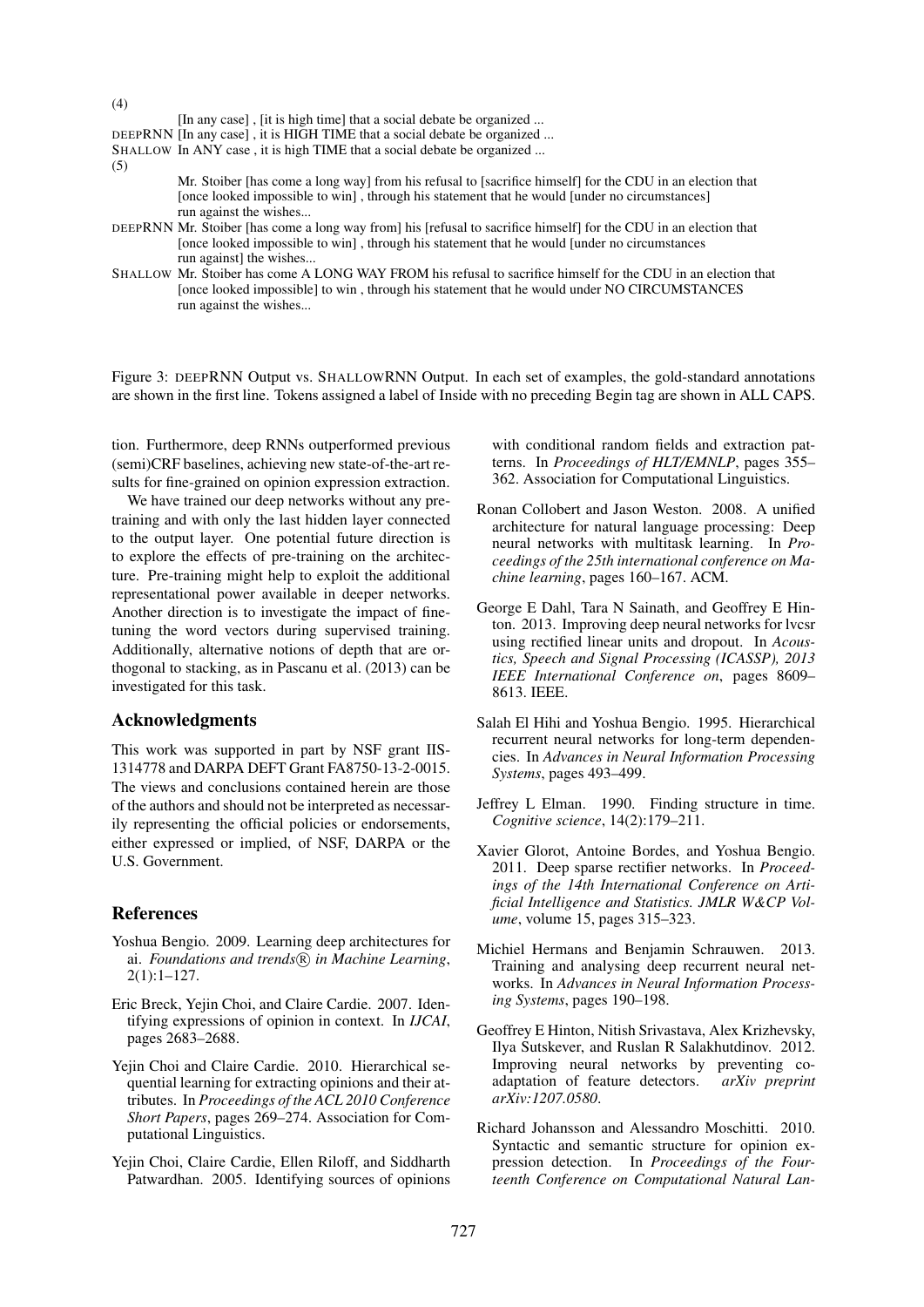(4)

[In any case] , [it is high time] that a social debate be organized ...

DEEPRNN [In any case] , it is HIGH TIME that a social debate be organized ...

SHALLOW In ANY case , it is high TIME that a social debate be organized ...

(5)

Mr. Stoiber [has come a long way] from his refusal to [sacrifice himself] for the CDU in an election that [once looked impossible to win] , through his statement that he would [under no circumstances] run against the wishes...

DEEPRNN Mr. Stoiber [has come a long way from] his [refusal to sacrifice himself] for the CDU in an election that [once looked impossible to win] , through his statement that he would [under no circumstances run against] the wishes...

SHALLOW Mr. Stoiber has come A LONG WAY FROM his refusal to sacrifice himself for the CDU in an election that [once looked impossible] to win , through his statement that he would under NO CIRCUMSTANCES run against the wishes...

Figure 3: DEEPRNN Output vs. SHALLOWRNN Output. In each set of examples, the gold-standard annotations are shown in the first line. Tokens assigned a label of Inside with no preceding Begin tag are shown in ALL CAPS.

tion. Furthermore, deep RNNs outperformed previous (semi)CRF baselines, achieving new state-of-the-art results for fine-grained on opinion expression extraction.

We have trained our deep networks without any pre-training and with only the last hidden layer connected to the output layer. One potential future direction is to explore the effects of pre-training on the architecture. Pre-training might help to exploit the additional representational power available in deeper networks. Another direction is to investigate the impact of fine-tuning the word vectors during supervised training. Additionally, alternative notions of depth that are orthogonal to stacking, as in Pascanu et al. (2013) can be investigated for this task.

## Acknowledgments

This work was supported in part by NSF grant IIS-1314778 and DARPA DEFT Grant FA8750-13-2-0015. The views and conclusions contained herein are those of the authors and should not be interpreted as necessarily representing the official policies or endorsements, either expressed or implied, of NSF, DARPA or the U.S. Government.

## References

Yoshua Bengio. 2009. Learning deep architectures for ai. *Foundations and trends® in Machine Learning*, 2(1):1–127.

Eric Breck, Yejin Choi, and Claire Cardie. 2007. Identifying expressions of opinion in context. In *IJCAI*, pages 2683–2688.

Yejin Choi and Claire Cardie. 2010. Hierarchical sequential learning for extracting opinions and their attributes. In *Proceedings of the ACL 2010 Conference Short Papers*, pages 269–274. Association for Computational Linguistics.

Yejin Choi, Claire Cardie, Ellen Riloff, and Siddharth Patwardhan. 2005. Identifying sources of opinions with conditional random fields and extraction patterns. In *Proceedings of HLT/EMNLP*, pages 355–362. Association for Computational Linguistics.

Ronan Collobert and Jason Weston. 2008. A unified architecture for natural language processing: Deep neural networks with multitask learning. In *Proceedings of the 25th international conference on Machine learning*, pages 160–167. ACM.

George E Dahl, Tara N Sainath, and Geoffrey E Hinton. 2013. Improving deep neural networks for lvcsr using rectified linear units and dropout. In *Acoustics, Speech and Signal Processing (ICASSP), 2013 IEEE International Conference on*, pages 8609–8613. IEEE.

Salah El Hihi and Yoshua Bengio. 1995. Hierarchical recurrent neural networks for long-term dependencies. In *Advances in Neural Information Processing Systems*, pages 493–499.

Jeffrey L Elman. 1990. Finding structure in time. *Cognitive science*, 14(2):179–211.

Xavier Glorot, Antoine Bordes, and Yoshua Bengio. 2011. Deep sparse rectifier networks. In *Proceedings of the 14th International Conference on Artificial Intelligence and Statistics. JMLR W&CP Volume*, volume 15, pages 315–323.

Michiel Hermans and Benjamin Schrauwen. 2013. Training and analysing deep recurrent neural networks. In *Advances in Neural Information Processing Systems*, pages 190–198.

Geoffrey E Hinton, Nitish Srivastava, Alex Krizhevsky, Ilya Sutskever, and Ruslan R Salakhutdinov. 2012. Improving neural networks by preventing co-adaptation of feature detectors. *arXiv preprint arXiv:1207.0580*.

Richard Johansson and Alessandro Moschitti. 2010. Syntactic and semantic structure for opinion expression detection. In *Proceedings of the Fourteenth Conference on Computational Natural Lan-*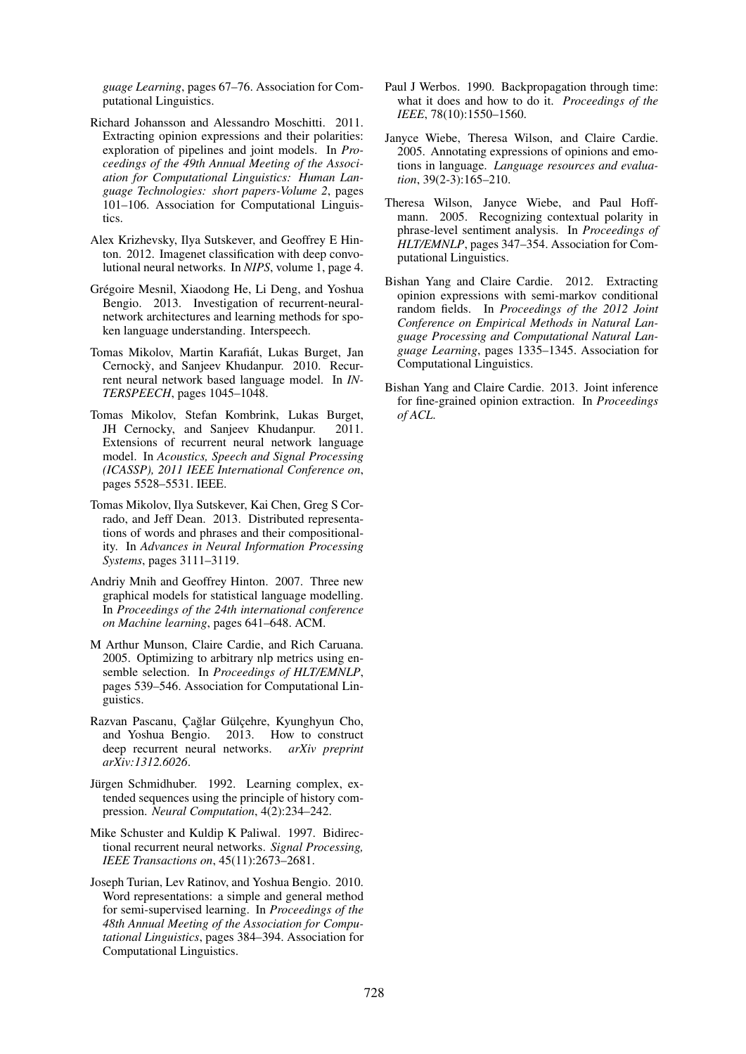*guage Learning*, pages 67–76. Association for Computational Linguistics.

Richard Johansson and Alessandro Moschitti. 2011. Extracting opinion expressions and their polarities: exploration of pipelines and joint models. In *Proceedings of the 49th Annual Meeting of the Association for Computational Linguistics: Human Language Technologies: short papers-Volume 2*, pages 101–106. Association for Computational Linguistics.

Alex Krizhevsky, Ilya Sutskever, and Geoffrey E Hinton. 2012. Imagenet classification with deep convolutional neural networks. In *NIPS*, volume 1, page 4.

Grégoire Mesnil, Xiaodong He, Li Deng, and Yoshua Bengio. 2013. Investigation of recurrent-neural-network architectures and learning methods for spoken language understanding. Interspeech.

Tomas Mikolov, Martin Karafiát, Lukas Burget, Jan Cernockỳ, and Sanjeev Khudanpur. 2010. Recurrent neural network based language model. In *INTERSPEECH*, pages 1045–1048.

Tomas Mikolov, Stefan Kombrink, Lukas Burget, JH Cernocky, and Sanjeev Khudanpur. 2011. Extensions of recurrent neural network language model. In *Acoustics, Speech and Signal Processing (ICASSP), 2011 IEEE International Conference on*, pages 5528–5531. IEEE.

Tomas Mikolov, Ilya Sutskever, Kai Chen, Greg S Corrado, and Jeff Dean. 2013. Distributed representations of words and phrases and their compositionality. In *Advances in Neural Information Processing Systems*, pages 3111–3119.

Andriy Mnih and Geoffrey Hinton. 2007. Three new graphical models for statistical language modelling. In *Proceedings of the 24th international conference on Machine learning*, pages 641–648. ACM.

M Arthur Munson, Claire Cardie, and Rich Caruana. 2005. Optimizing to arbitrary nlp metrics using ensemble selection. In *Proceedings of HLT/EMNLP*, pages 539–546. Association for Computational Linguistics.

Razvan Pascanu, Çağlar Gülçehre, Kyunghyun Cho, and Yoshua Bengio. 2013. How to construct deep recurrent neural networks. *arXiv preprint arXiv:1312.6026*.

Jürgen Schmidhuber. 1992. Learning complex, extended sequences using the principle of history compression. *Neural Computation*, 4(2):234–242.

Mike Schuster and Kuldip K Paliwal. 1997. Bidirectional recurrent neural networks. *Signal Processing, IEEE Transactions on*, 45(11):2673–2681.

Joseph Turian, Lev Ratinov, and Yoshua Bengio. 2010. Word representations: a simple and general method for semi-supervised learning. In *Proceedings of the 48th Annual Meeting of the Association for Computational Linguistics*, pages 384–394. Association for Computational Linguistics.

Paul J Werbos. 1990. Backpropagation through time: what it does and how to do it. *Proceedings of the IEEE*, 78(10):1550–1560.

Janyce Wiebe, Theresa Wilson, and Claire Cardie. 2005. Annotating expressions of opinions and emotions in language. *Language resources and evaluation*, 39(2-3):165–210.

Theresa Wilson, Janyce Wiebe, and Paul Hoffmann. 2005. Recognizing contextual polarity in phrase-level sentiment analysis. In *Proceedings of HLT/EMNLP*, pages 347–354. Association for Computational Linguistics.

Bishan Yang and Claire Cardie. 2012. Extracting opinion expressions with semi-markov conditional random fields. In *Proceedings of the 2012 Joint Conference on Empirical Methods in Natural Language Processing and Computational Natural Language Learning*, pages 1335–1345. Association for Computational Linguistics.

Bishan Yang and Claire Cardie. 2013. Joint inference for fine-grained opinion extraction. In *Proceedings of ACL*.